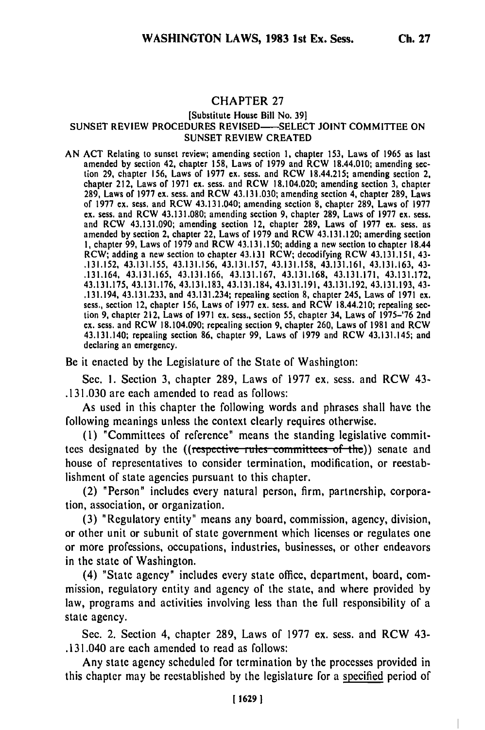# CHAPTER 27

[Substitute House Bill No. 39]

## SUNSET REVIEW PROCEDURES REVISED—SELECT JOINT COMMITTEE ON SUNSET REVIEW CREATED

AN ACT Relating to sunset review; amending section 1, chapter 153, Laws of 1965 as last amended by section 42, chapter 158, Laws of 1979 and RCW 18.44.010; amending section 29, chapter 156, Laws of 1977 ex. sess. and RCW 18.44.215; amending section 2, chapter 212, Laws of 1971 ex. sess. and RCW 18.104.020; amending section 3, chapter 289, Laws of 1977 ex. sess. and RCW 43.131.030; amending section 4, chapter 289, Laws of 1977 ex. sess. and RCW 43.131.040; amending section 8, chapter 289, Laws of 1977 ex. sess. and RCW 43.131.080; amending section 9, chapter 289, Laws of 1977 ex. sess. and RCW 43.131.090; amending section 12, chapter 289, Laws of 1977 ex. sess. as amended by section 2, chapter 22, Laws of 1979 and RCW 43.131.120; amerding section 1, chapter 99, Laws of 1979 and RCW 43.131.150; adding a new section to chapter 18.44 RCW; adding a new section to chapter 43.131 RCW; decodifying RCW 43.131.151, 43-.131.152, 43.131.155, 43.131.156, 43.131.157, 43.131.158, 43.131.161, 43.131.163, 43-.131.164, 43.131.165, 43.131.166, 43.131.167, 43.131.168, 43.131.171, 43.131.172, 43.131.175, 43.131.176, 43.131.183, 43.131.184, 43.131.191, 43.131.192, 43.131.193, 43-.131.194, 43.131.233, and 43.131.234; repealing section 8, chapter 245, Laws of 1971 ex. sess., section 12, chapter 156, Laws of 1977 ex. sess. and RCW 18.44.210; repealing section 9, chapter 212, Laws of 1971 ex. sess., section 55, chapter 34, Laws of 1975-'76 2nd ex. sess. and RCW 18.104.090; repealing section 9, chapter 260, Laws of 1981 and RCW 43.131.140; repealing section 86, chapter 99, Laws of 1979 and RCW 43.131.145; and declaring an emergency.

Be it enacted by the Legislature of the State of Washington:

Sec. 1. Section 3, chapter 289, Laws of 1977 ex. sess. and RCW 43-.131.030 are each amended to read as follows:

As used in this chapter the following words and phrases shall have the following meanings unless the context clearly requires otherwise.

(1) "Committees of reference" means the standing legislative committees designated by the ((~~respective rules committees of the~~)) senate and house of representatives to consider termination, modification, or reestablishment of state agencies pursuant to this chapter.

(2) "Person" includes every natural person, firm, partnership, corporation, association, or organization.

(3) "Regulatory entity" means any board, commission, agency, division, or other unit or subunit of state government which licenses or regulates one or more professions, occupations, industries, businesses, or other endeavors in the state of Washington.

(4) "State agency" includes every state office, department, board, commission, regulatory entity and agency of the state, and where provided by law, programs and activities involving less than the full responsibility of a state agency.

Sec. 2. Section 4, chapter 289, Laws of 1977 ex. sess. and RCW 43-.131.040 are each amended to read as follows:

Any state agency scheduled for termination by the processes provided in this chapter may be reestablished by the legislature for a <u>specified</u> period of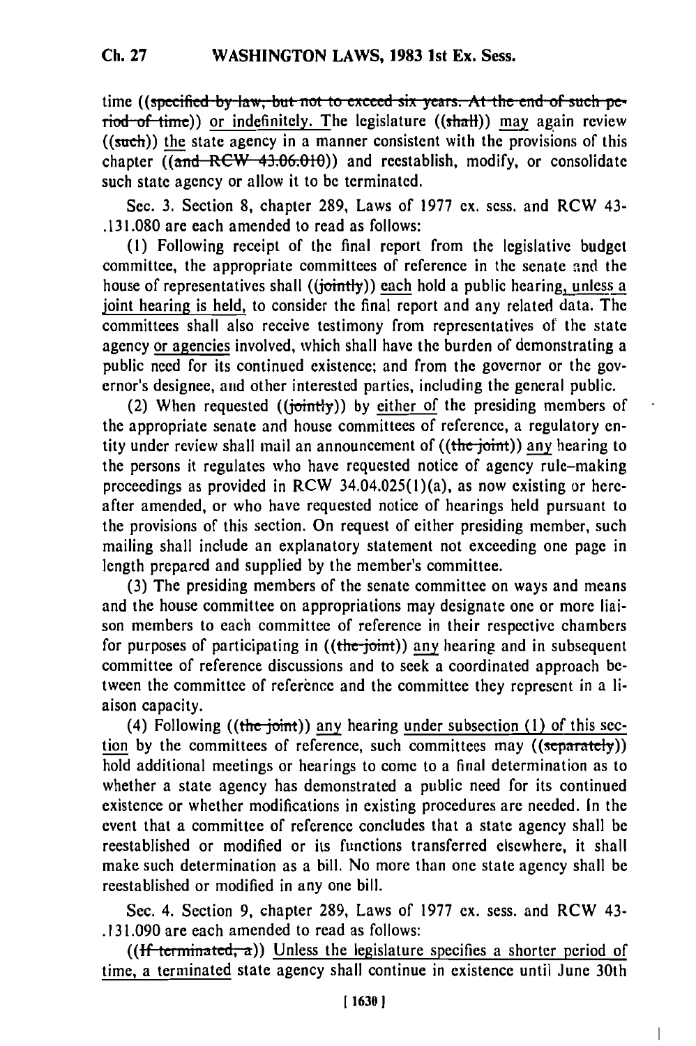time ((~~specified by law, but not to exceed six years. At the end of such period of time~~)) or indefinitely. The legislature ((~~shall~~)) may again review ((~~such~~)) the state agency in a manner consistent with the provisions of this chapter ((~~and RCW 43.06.010~~)) and reestablish, modify, or consolidate such state agency or allow it to be terminated.

Sec. 3. Section 8, chapter 289, Laws of 1977 ex. sess. and RCW 43-.131.080 are each amended to read as follows:

(1) Following receipt of the final report from the legislative budget committee, the appropriate committees of reference in the senate and the house of representatives shall ((~~jointly~~)) each hold a public hearing, unless a joint hearing is held, to consider the final report and any related data. The committees shall also receive testimony from representatives of the state agency or agencies involved, which shall have the burden of demonstrating a public need for its continued existence; and from the governor or the governor's designee, and other interested parties, including the general public.

(2) When requested ((~~jointly~~)) by either of the presiding members of the appropriate senate and house committees of reference, a regulatory entity under review shall mail an announcement of ((~~the joint~~)) any hearing to the persons it regulates who have requested notice of agency rule-making proceedings as provided in RCW 34.04.025(1)(a), as now existing or hereafter amended, or who have requested notice of hearings held pursuant to the provisions of this section. On request of either presiding member, such mailing shall include an explanatory statement not exceeding one page in length prepared and supplied by the member's committee.

(3) The presiding members of the senate committee on ways and means and the house committee on appropriations may designate one or more liaison members to each committee of reference in their respective chambers for purposes of participating in ((~~the joint~~)) any hearing and in subsequent committee of reference discussions and to seek a coordinated approach between the committee of reference and the committee they represent in a liaison capacity.

(4) Following ((~~the joint~~)) any hearing under subsection (1) of this section by the committees of reference, such committees may ((~~separately~~)) hold additional meetings or hearings to come to a final determination as to whether a state agency has demonstrated a public need for its continued existence or whether modifications in existing procedures are needed. In the event that a committee of reference concludes that a state agency shall be reestablished or modified or its functions transferred elsewhere, it shall make such determination as a bill. No more than one state agency shall be reestablished or modified in any one bill.

Sec. 4. Section 9, chapter 289, Laws of 1977 ex. sess. and RCW 43-.131.090 are each amended to read as follows:

((~~If terminated, a~~)) Unless the legislature specifies a shorter period of time, a terminated state agency shall continue in existence until June 30th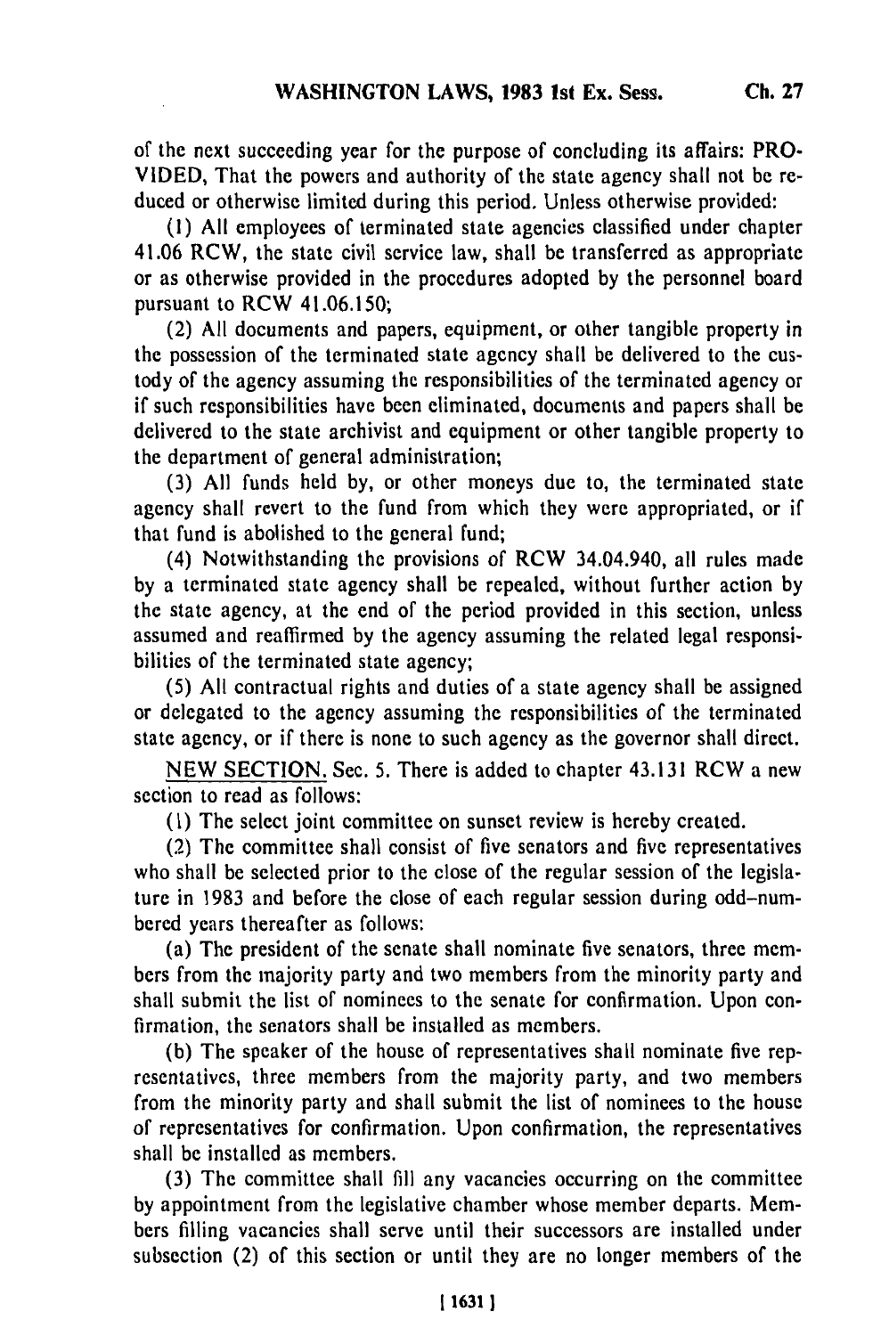of the next succeeding year for the purpose of concluding its affairs: PROVIDED, That the powers and authority of the state agency shall not be reduced or otherwise limited during this period. Unless otherwise provided:

(1) All employees of terminated state agencies classified under chapter 41.06 RCW, the state civil service law, shall be transferred as appropriate or as otherwise provided in the procedures adopted by the personnel board pursuant to RCW 41.06.150;

(2) All documents and papers, equipment, or other tangible property in the possession of the terminated state agency shall be delivered to the custody of the agency assuming the responsibilities of the terminated agency or if such responsibilities have been eliminated, documents and papers shall be delivered to the state archivist and equipment or other tangible property to the department of general administration;

(3) All funds held by, or other moneys due to, the terminated state agency shall revert to the fund from which they were appropriated, or if that fund is abolished to the general fund;

(4) Notwithstanding the provisions of RCW 34.04.940, all rules made by a terminated state agency shall be repealed, without further action by the state agency, at the end of the period provided in this section, unless assumed and reaffirmed by the agency assuming the related legal responsibilities of the terminated state agency;

(5) All contractual rights and duties of a state agency shall be assigned or delegated to the agency assuming the responsibilities of the terminated state agency, or if there is none to such agency as the governor shall direct.

NEW SECTION. Sec. 5. There is added to chapter 43.131 RCW a new section to read as follows:

(1) The select joint committee on sunset review is hereby created.

(2) The committee shall consist of five senators and five representatives who shall be selected prior to the close of the regular session of the legislature in 1983 and before the close of each regular session during odd-numbered years thereafter as follows:

(a) The president of the senate shall nominate five senators, three members from the majority party and two members from the minority party and shall submit the list of nominees to the senate for confirmation. Upon confirmation, the senators shall be installed as members.

(b) The speaker of the house of representatives shall nominate five representatives, three members from the majority party, and two members from the minority party and shall submit the list of nominees to the house of representatives for confirmation. Upon confirmation, the representatives shall be installed as members.

(3) The committee shall fill any vacancies occurring on the committee by appointment from the legislative chamber whose member departs. Members filling vacancies shall serve until their successors are installed under subsection (2) of this section or until they are no longer members of the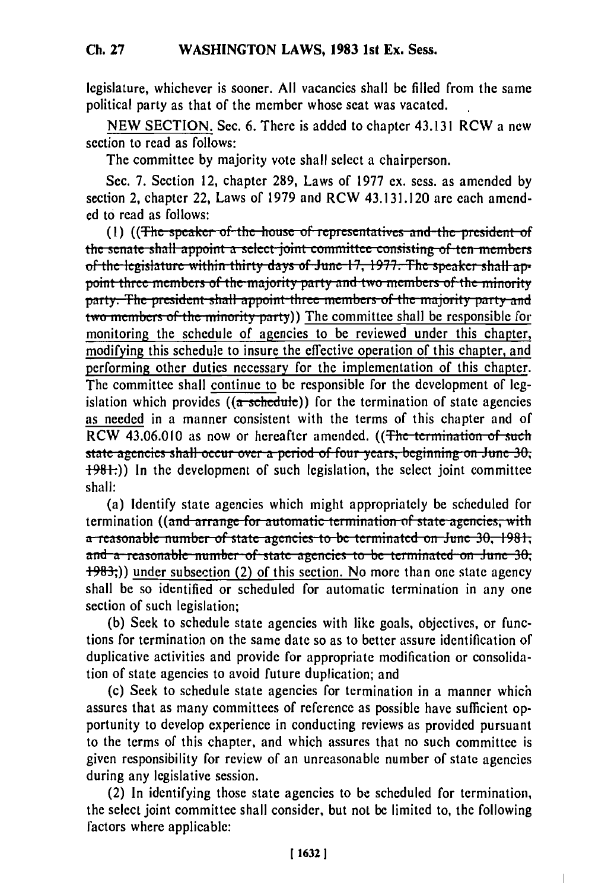legislature, whichever is sooner. All vacancies shall be filled from the same political party as that of the member whose seat was vacated.

NEW SECTION. Sec. 6. There is added to chapter 43.131 RCW a new section to read as follows:

The committee by majority vote shall select a chairperson.

Sec. 7. Section 12, chapter 289, Laws of 1977 ex. sess. as amended by section 2, chapter 22, Laws of 1979 and RCW 43.131.120 are each amended to read as follows:

(1) ((~~The speaker of the house of representatives and the president of the senate shall appoint a select joint committee consisting of ten members of the legislature within thirty days of June 17, 1977. The speaker shall appoint three members of the majority party and two members of the minority party. The president shall appoint three members of the majority party and two members of the minority party~~)) <u>The committee shall be responsible for monitoring the schedule of agencies to be reviewed under this chapter, modifying this schedule to insure the effective operation of this chapter, and performing other duties necessary for the implementation of this chapter.</u> The committee shall <u>continue to</u> be responsible for the development of legislation which provides ((~~a schedule~~)) for the termination of state agencies <u>as needed</u> in a manner consistent with the terms of this chapter and of RCW 43.06.010 as now or hereafter amended. ((~~The termination of such state agencies shall occur over a period of four years, beginning on June 30, 1981.~~)) In the development of such legislation, the select joint committee shall:

(a) Identify state agencies which might appropriately be scheduled for termination ((~~and arrange for automatic termination of state agencies, with a reasonable number of state agencies to be terminated on June 30, 1981, and a reasonable number of state agencies to be terminated on June 30, 1983;~~)) <u>under subsection (2) of this section. No</u> more than one state agency shall be so identified or scheduled for automatic termination in any one section of such legislation;

(b) Seek to schedule state agencies with like goals, objectives, or functions for termination on the same date so as to better assure identification of duplicative activities and provide for appropriate modification or consolidation of state agencies to avoid future duplication; and

(c) Seek to schedule state agencies for termination in a manner which assures that as many committees of reference as possible have sufficient opportunity to develop experience in conducting reviews as provided pursuant to the terms of this chapter, and which assures that no such committee is given responsibility for review of an unreasonable number of state agencies during any legislative session.

(2) In identifying those state agencies to be scheduled for termination, the select joint committee shall consider, but not be limited to, the following factors where applicable: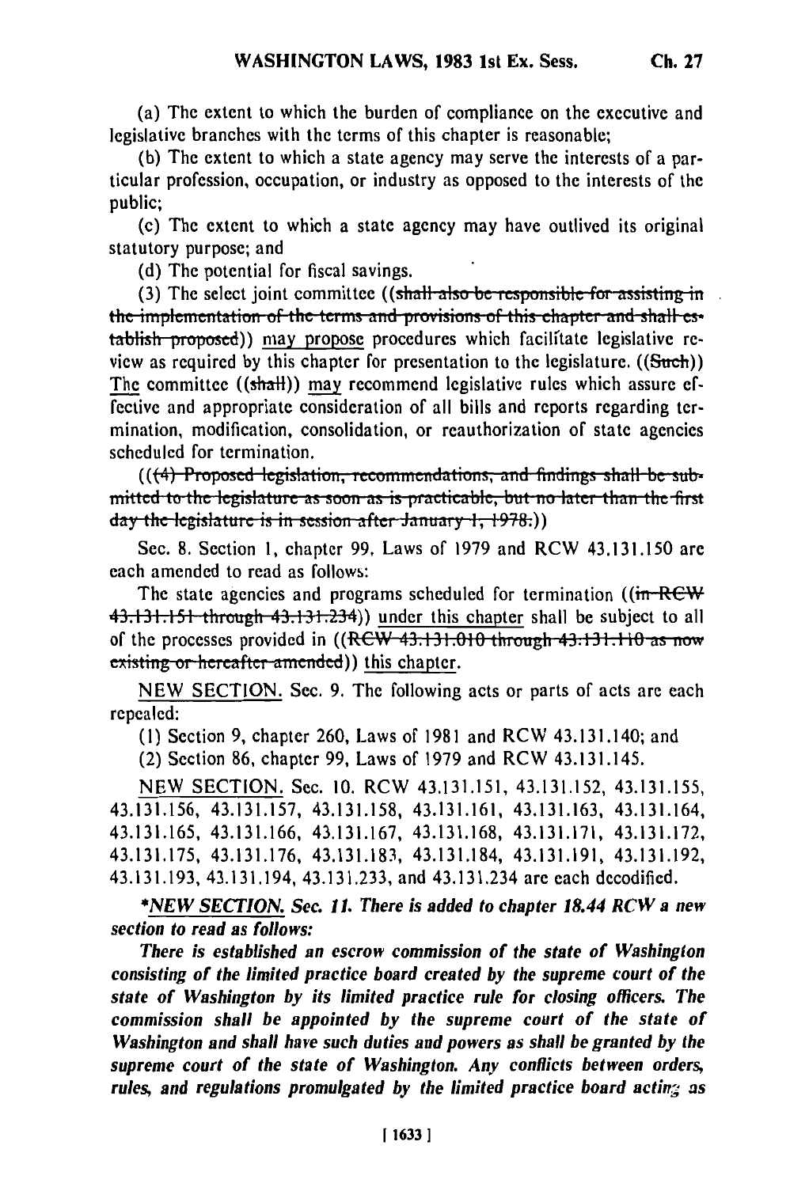(a) The extent to which the burden of compliance on the executive and legislative branches with the terms of this chapter is reasonable;

(b) The extent to which a state agency may serve the interests of a particular profession, occupation, or industry as opposed to the interests of the public;

(c) The extent to which a state agency may have outlived its original statutory purpose; and

(d) The potential for fiscal savings.

(3) The select joint committee ((~~shall also be responsible for assisting in the implementation of the terms and provisions of this chapter and shall establish proposed~~)) <u>may propose</u> procedures which facilitate legislative review as required by this chapter for presentation to the legislature. ((~~Such~~)) <u>The</u> committee ((~~shall~~)) <u>may</u> recommend legislative rules which assure effective and appropriate consideration of all bills and reports regarding termination, modification, consolidation, or reauthorization of state agencies scheduled for termination.

((~~(4) Proposed legislation, recommendations, and findings shall be submitted to the legislature as soon as is practicable, but no later than the first day the legislature is in session after January 1, 1978.~~))

Sec. 8. Section 1, chapter 99, Laws of 1979 and RCW 43.131.150 are each amended to read as follows:

The state agencies and programs scheduled for termination ((~~in RCW 43.131.151 through 43.131.234~~)) <u>under this chapter</u> shall be subject to all of the processes provided in ((~~RCW 43.131.010 through 43.131.110 as now existing or hereafter amended~~)) <u>this chapter</u>.

<u>NEW SECTION.</u> Sec. 9. The following acts or parts of acts are each repealed:

(1) Section 9, chapter 260, Laws of 1981 and RCW 43.131.140; and

(2) Section 86, chapter 99, Laws of 1979 and RCW 43.131.145.

<u>NEW SECTION.</u> Sec. 10. RCW 43.131.151, 43.131.152, 43.131.155, 43.131.156, 43.131.157, 43.131.158, 43.131.161, 43.131.163, 43.131.164, 43.131.165, 43.131.166, 43.131.167, 43.131.168, 43.131.171, 43.131.172, 43.131.175, 43.131.176, 43.131.183, 43.131.184, 43.131.191, 43.131.192, 43.131.193, 43.131.194, 43.131.233, and 43.131.234 are each decodified.

*<u>*NEW SECTION.</u> Sec. 11. There is added to chapter 18.44 RCW a new section to read as follows:*

*There is established an escrow commission of the state of Washington consisting of the limited practice board created by the supreme court of the state of Washington by its limited practice rule for closing officers. The commission shall be appointed by the supreme court of the state of Washington and shall have such duties and powers as shall be granted by the supreme court of the state of Washington. Any conflicts between orders, rules, and regulations promulgated by the limited practice board acting as*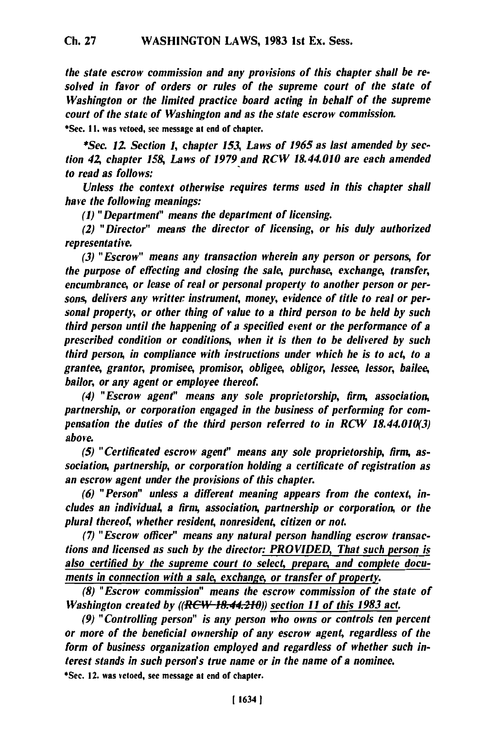*the state escrow commission and any provisions of this chapter shall be resolved in favor of orders or rules of the supreme court of the state of Washington or the limited practice board acting in behalf of the supreme court of the state of Washington and as the state escrow commission.*

*Sec. 11. was vetoed, see message at end of chapter.

*\*Sec. 12. Section 1, chapter 153, Laws of 1965 as last amended by section 42, chapter 158, Laws of 1979 and RCW 18.44.010 are each amended to read as follows:*

*Unless the context otherwise requires terms used in this chapter shall have the following meanings:*

*(1) "Department" means the department of licensing.*

*(2) "Director" means the director of licensing, or his duly authorized representative.*

*(3) "Escrow" means any transaction wherein any person or persons, for the purpose of effecting and closing the sale, purchase, exchange, transfer, encumbrance, or lease of real or personal property to another person or persons, delivers any written instrument, money, evidence of title to real or personal property, or other thing of value to a third person to be held by such third person until the happening of a specified event or the performance of a prescribed condition or conditions, when it is then to be delivered by such third person, in compliance with instructions under which he is to act, to a grantee, grantor, promisee, promisor, obligee, obligor, lessee, lessor, bailee, bailor, or any agent or employee thereof.*

*(4) "Escrow agent" means any sole proprietorship, firm, association, partnership, or corporation engaged in the business of performing for compensation the duties of the third person referred to in RCW 18.44.010(3) above.*

*(5) "Certificated escrow agent" means any sole proprietorship, firm, association, partnership, or corporation holding a certificate of registration as an escrow agent under the provisions of this chapter.*

*(6) "Person" unless a different meaning appears from the context, includes an individual, a firm, association, partnership or corporation, or the plural thereof, whether resident, nonresident, citizen or not.*

*(7) "Escrow officer" means any natural person handling escrow transactions and licensed as such by the director: <u>PROVIDED, That such person is also certified by the supreme court to select, prepare, and complete documents in connection with a sale, exchange, or transfer of property.</u>*

*(8) "Escrow commission" means the escrow commission of the state of Washington created by ((~~RCW 18.44.210~~)) <u>section 11 of this 1983 act.</u>*

*(9) "Controlling person" is any person who owns or controls ten percent or more of the beneficial ownership of any escrow agent, regardless of the form of business organization employed and regardless of whether such interest stands in such person's true name or in the name of a nominee.*

*Sec. 12. was vetoed, see message at end of chapter.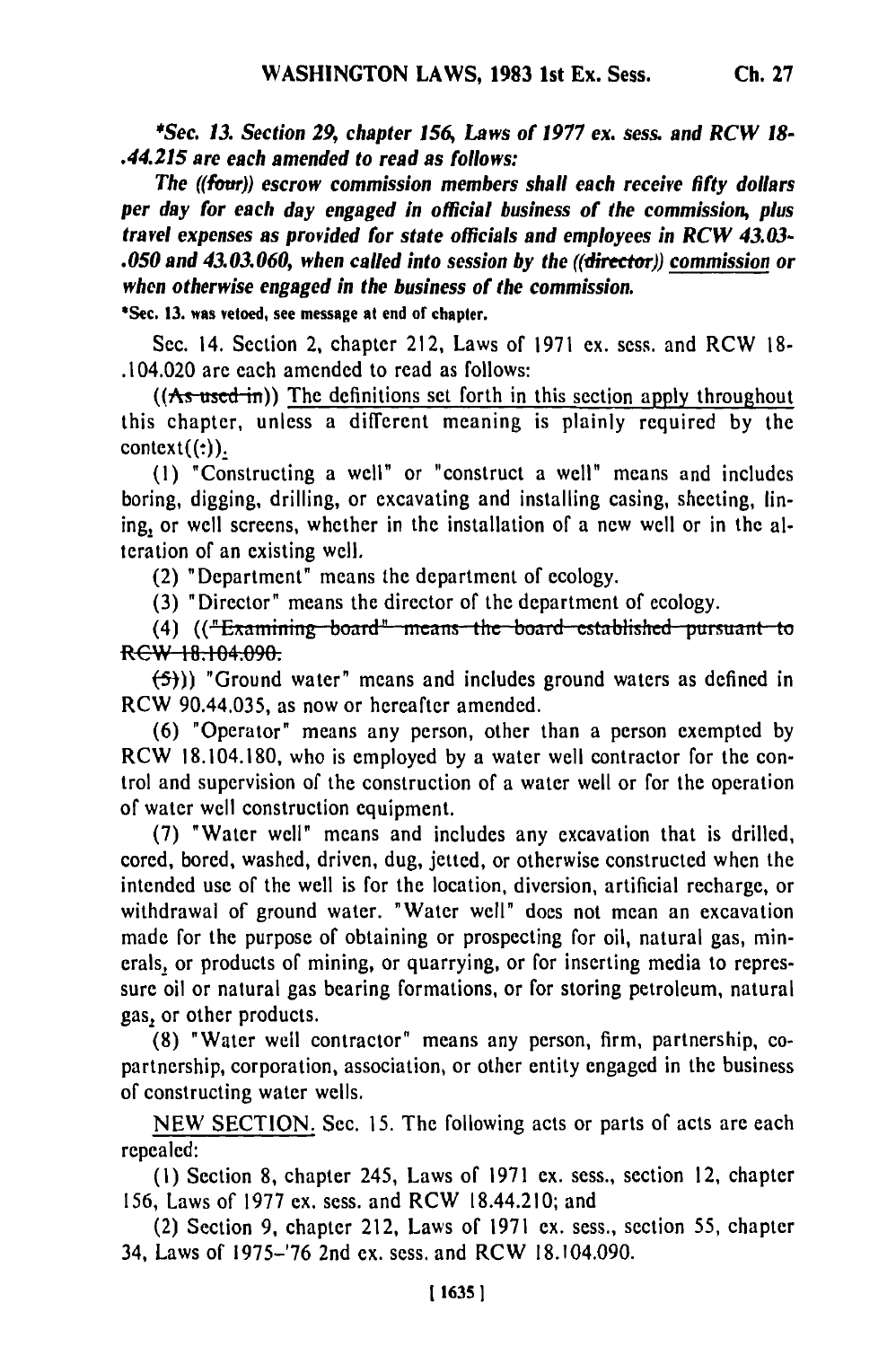*\*Sec. 13. Section 29, chapter 156, Laws of 1977 ex. sess. and RCW 18-.44.215 are each amended to read as follows:*

*The ((~~four~~)) escrow commission members shall each receive fifty dollars per day for each day engaged in official business of the commission, plus travel expenses as provided for state officials and employees in RCW 43.03-.050 and 43.03.060, when called into session by the ((~~director~~)) <u>commission</u> or when otherwise engaged in the business of the commission.*

\*Sec. 13. was vetoed, see message at end of chapter.

Sec. 14. Section 2, chapter 212, Laws of 1971 ex. sess. and RCW 18-.104.020 are each amended to read as follows:

((~~As used in~~)) <u>The definitions set forth in this section apply throughout</u> this chapter, unless a different meaning is plainly required by the context((:))<u>.</u>

(1) "Constructing a well" or "construct a well" means and includes boring, digging, drilling, or excavating and installing casing, sheeting, lining<u>,</u> or well screens, whether in the installation of a new well or in the alteration of an existing well.

(2) "Department" means the department of ecology.

(3) "Director" means the director of the department of ecology.

(4) ((~~"Examining board" means the board established pursuant to RCW 18.104.090.~~

~~(5)~~)) "Ground water" means and includes ground waters as defined in RCW 90.44.035, as now or hereafter amended.

(6) "Operator" means any person, other than a person exempted by RCW 18.104.180, who is employed by a water well contractor for the control and supervision of the construction of a water well or for the operation of water well construction equipment.

(7) "Water well" means and includes any excavation that is drilled, cored, bored, washed, driven, dug, jetted, or otherwise constructed when the intended use of the well is for the location, diversion, artificial recharge, or withdrawal of ground water. "Water well" does not mean an excavation made for the purpose of obtaining or prospecting for oil, natural gas, minerals<u>,</u> or products of mining, or quarrying, or for inserting media to repressure oil or natural gas bearing formations, or for storing petroleum, natural gas<u>,</u> or other products.

(8) "Water well contractor" means any person, firm, partnership, copartnership, corporation, association, or other entity engaged in the business of constructing water wells.

<u>NEW SECTION.</u> Sec. 15. The following acts or parts of acts are each repealed:

(1) Section 8, chapter 245, Laws of 1971 ex. sess., section 12, chapter 156, Laws of 1977 ex. sess. and RCW 18.44.210; and

(2) Section 9, chapter 212, Laws of 1971 ex. sess., section 55, chapter 34, Laws of 1975–'76 2nd ex. sess. and RCW 18.104.090.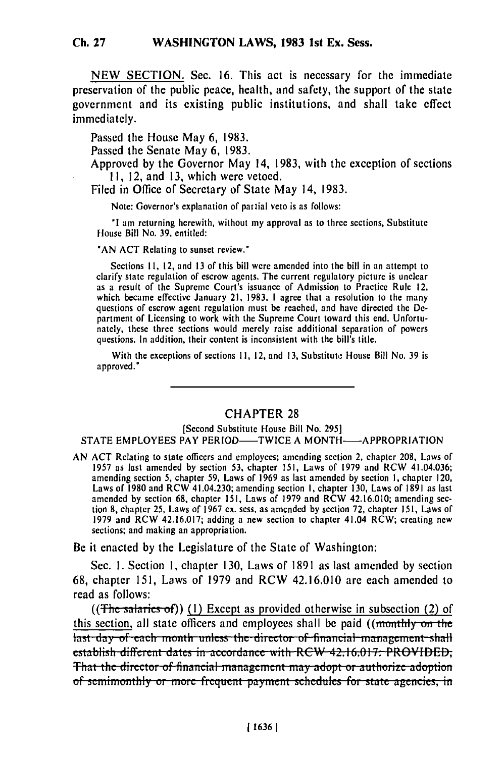NEW SECTION. Sec. 16. This act is necessary for the immediate preservation of the public peace, health, and safety, the support of the state government and its existing public institutions, and shall take effect immediately.

Passed the House May 6, 1983.
Passed the Senate May 6, 1983.
Approved by the Governor May 14, 1983, with the exception of sections 11, 12, and 13, which were vetoed.
Filed in Office of Secretary of State May 14, 1983.

Note: Governor's explanation of partial veto is as follows:

"I am returning herewith, without my approval as to three sections, Substitute House Bill No. 39, entitled:

"AN ACT Relating to sunset review."

Sections 11, 12, and 13 of this bill were amended into the bill in an attempt to clarify state regulation of escrow agents. The current regulatory picture is unclear as a result of the Supreme Court's issuance of Admission to Practice Rule 12, which became effective January 21, 1983. I agree that a resolution to the many questions of escrow agent regulation must be reached, and have directed the Department of Licensing to work with the Supreme Court toward this end. Unfortunately, these three sections would merely raise additional separation of powers questions. In addition, their content is inconsistent with the bill's title.

With the exceptions of sections 11, 12, and 13, Substitute House Bill No. 39 is approved."

---

## CHAPTER 28

[Second Substitute House Bill No. 295]

STATE EMPLOYEES PAY PERIOD—TWICE A MONTH—APPROPRIATION

AN ACT Relating to state officers and employees; amending section 2, chapter 208, Laws of 1957 as last amended by section 53, chapter 151, Laws of 1979 and RCW 41.04.036; amending section 5, chapter 59, Laws of 1969 as last amended by section 1, chapter 120, Laws of 1980 and RCW 41.04.230; amending section 1, chapter 130, Laws of 1891 as last amended by section 68, chapter 151, Laws of 1979 and RCW 42.16.010; amending section 8, chapter 25, Laws of 1967 ex. sess. as amended by section 72, chapter 151, Laws of 1979 and RCW 42.16.017; adding a new section to chapter 41.04 RCW; creating new sections; and making an appropriation.

Be it enacted by the Legislature of the State of Washington:

Sec. 1. Section 1, chapter 130, Laws of 1891 as last amended by section 68, chapter 151, Laws of 1979 and RCW 42.16.010 are each amended to read as follows:

((~~The salaries of~~)) (1) Except as provided otherwise in subsection (2) of this section, all state officers and employees shall be paid ((~~monthly on the last day of each month unless the director of financial management shall establish different dates in accordance with RCW 42.16.017: PROVIDED, That the director of financial management may adopt or authorize adoption of semimonthly or more frequent payment schedules for state agencies, in~~